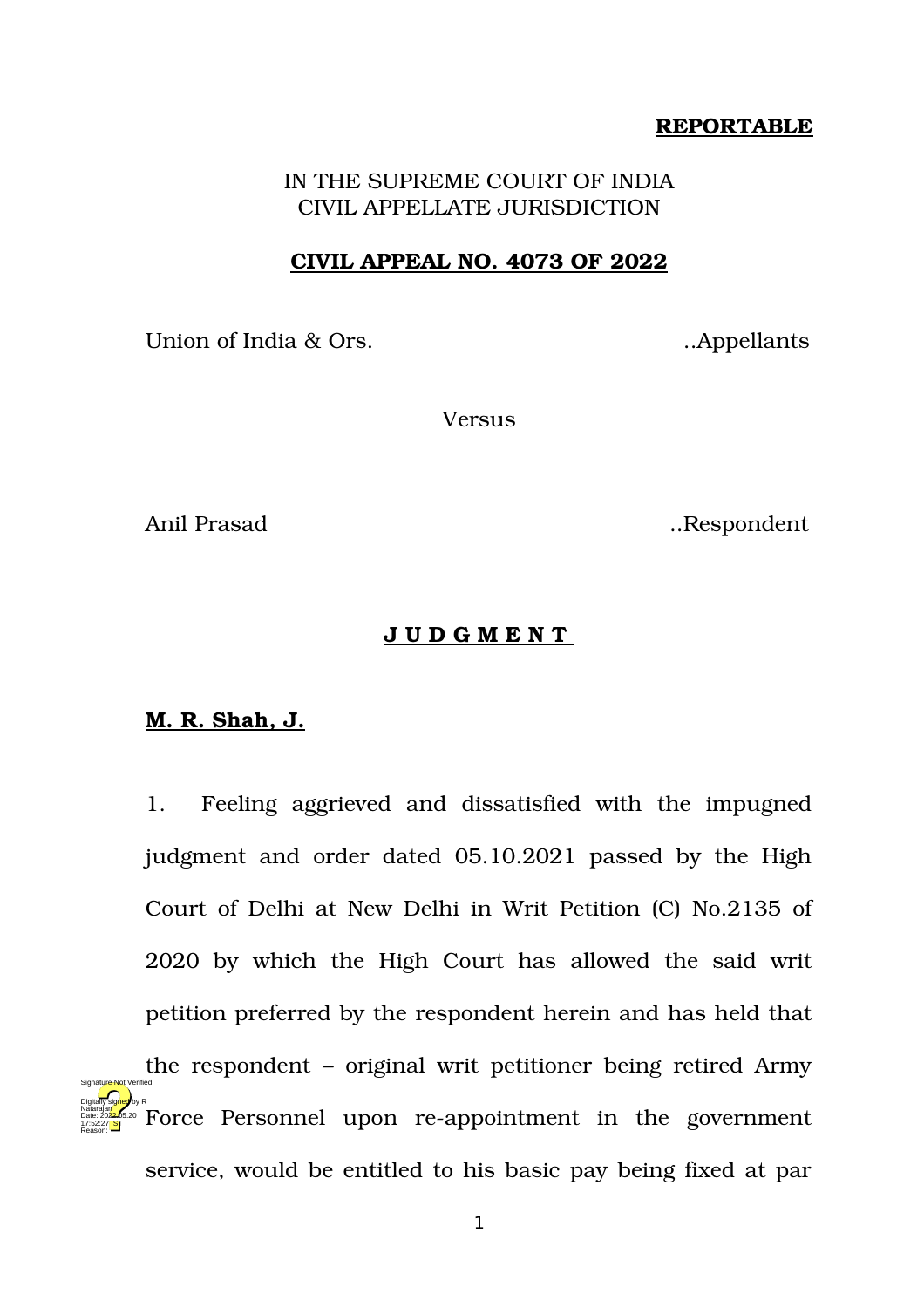**REPORTABLE**

IN THE SUPREME COURT OF INDIA
CIVIL APPELLATE JURISDICTION

**CIVIL APPEAL NO. 4073 OF 2022**

Union of India & Ors. ..Appellants

Versus

Anil Prasad ..Respondent

**J U D G M E N T**

**M. R. Shah, J.**

1. Feeling aggrieved and dissatisfied with the impugned judgment and order dated 05.10.2021 passed by the High Court of Delhi at New Delhi in Writ Petition (C) No.2135 of 2020 by which the High Court has allowed the said writ petition preferred by the respondent herein and has held that the respondent – original writ petitioner being retired Army Force Personnel upon re-appointment in the government service, would be entitled to his basic pay being fixed at par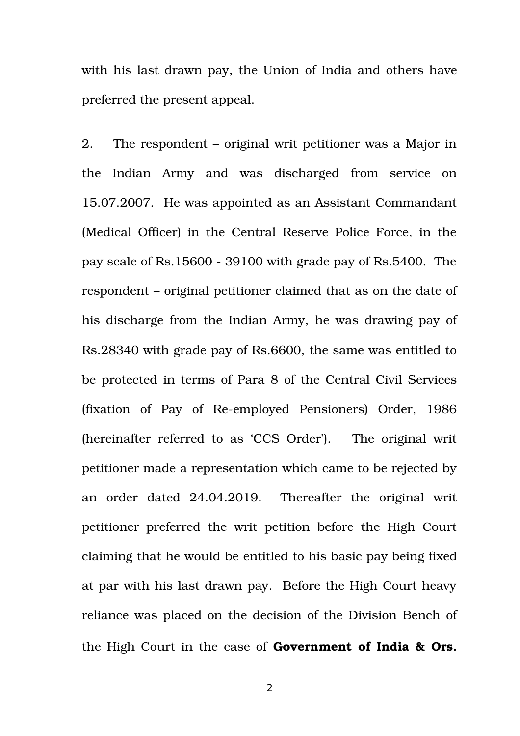with his last drawn pay, the Union of India and others have preferred the present appeal.

2. The respondent – original writ petitioner was a Major in the Indian Army and was discharged from service on 15.07.2007. He was appointed as an Assistant Commandant (Medical Officer) in the Central Reserve Police Force, in the pay scale of Rs.15600 - 39100 with grade pay of Rs.5400. The respondent – original petitioner claimed that as on the date of his discharge from the Indian Army, he was drawing pay of Rs.28340 with grade pay of Rs.6600, the same was entitled to be protected in terms of Para 8 of the Central Civil Services (fixation of Pay of Re-employed Pensioners) Order, 1986 (hereinafter referred to as 'CCS Order'). The original writ petitioner made a representation which came to be rejected by an order dated 24.04.2019. Thereafter the original writ petitioner preferred the writ petition before the High Court claiming that he would be entitled to his basic pay being fixed at par with his last drawn pay. Before the High Court heavy reliance was placed on the decision of the Division Bench of the High Court in the case of **Government of India & Ors.**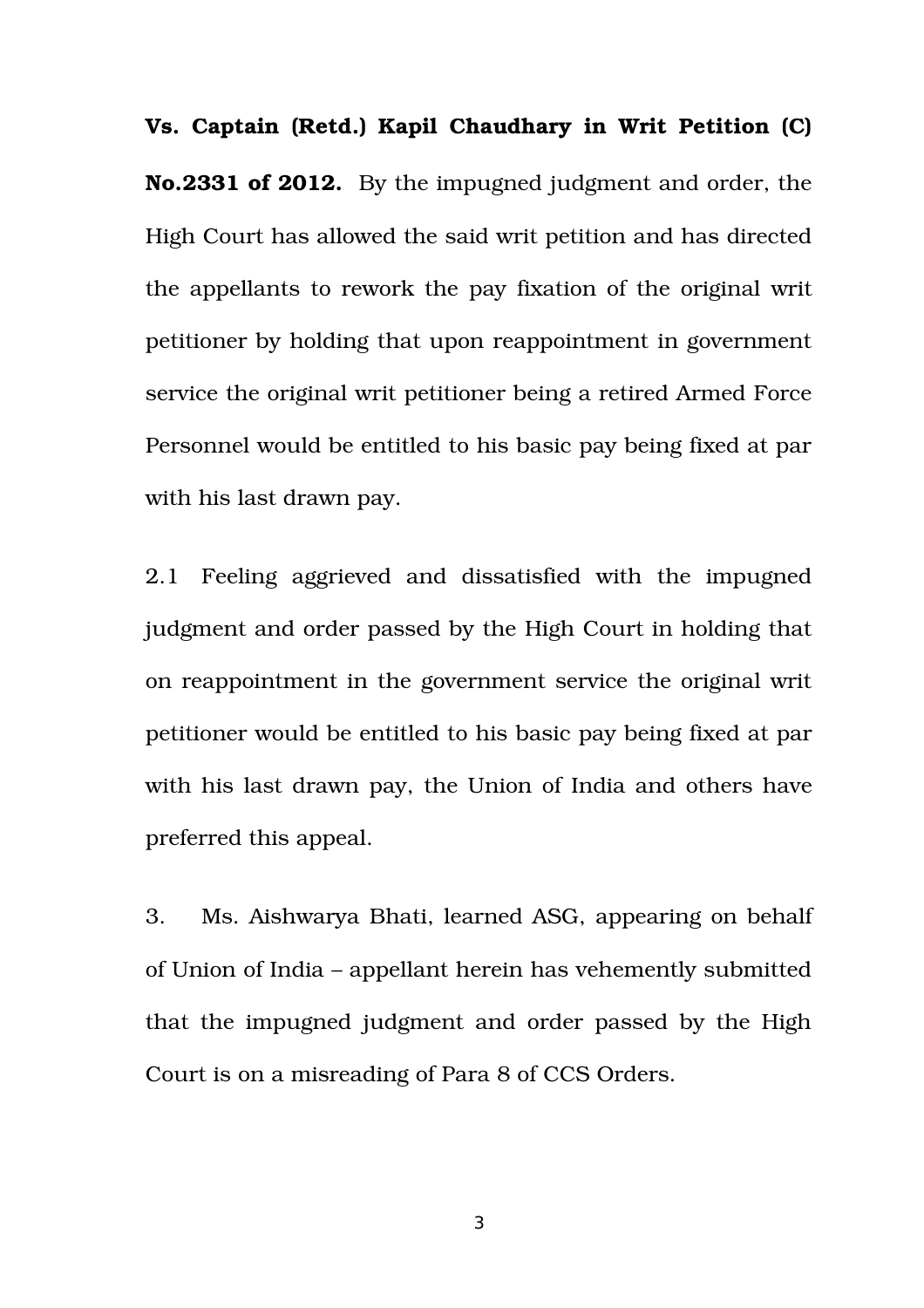**Vs. Captain (Retd.) Kapil Chaudhary in Writ Petition (C) No.2331 of 2012.** By the impugned judgment and order, the High Court has allowed the said writ petition and has directed the appellants to rework the pay fixation of the original writ petitioner by holding that upon reappointment in government service the original writ petitioner being a retired Armed Force Personnel would be entitled to his basic pay being fixed at par with his last drawn pay.

2.1 Feeling aggrieved and dissatisfied with the impugned judgment and order passed by the High Court in holding that on reappointment in the government service the original writ petitioner would be entitled to his basic pay being fixed at par with his last drawn pay, the Union of India and others have preferred this appeal.

3. Ms. Aishwarya Bhati, learned ASG, appearing on behalf of Union of India – appellant herein has vehemently submitted that the impugned judgment and order passed by the High Court is on a misreading of Para 8 of CCS Orders.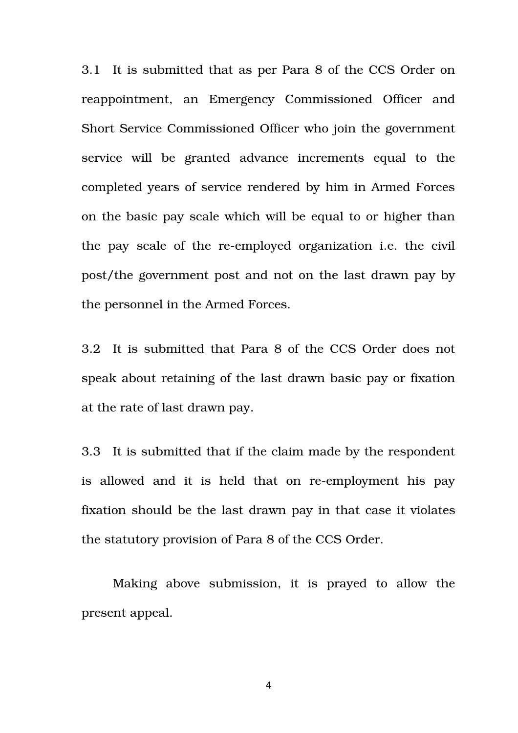3.1 It is submitted that as per Para 8 of the CCS Order on reappointment, an Emergency Commissioned Officer and Short Service Commissioned Officer who join the government service will be granted advance increments equal to the completed years of service rendered by him in Armed Forces on the basic pay scale which will be equal to or higher than the pay scale of the re-employed organization i.e. the civil post/the government post and not on the last drawn pay by the personnel in the Armed Forces.

3.2 It is submitted that Para 8 of the CCS Order does not speak about retaining of the last drawn basic pay or fixation at the rate of last drawn pay.

3.3 It is submitted that if the claim made by the respondent is allowed and it is held that on re-employment his pay fixation should be the last drawn pay in that case it violates the statutory provision of Para 8 of the CCS Order.

Making above submission, it is prayed to allow the present appeal.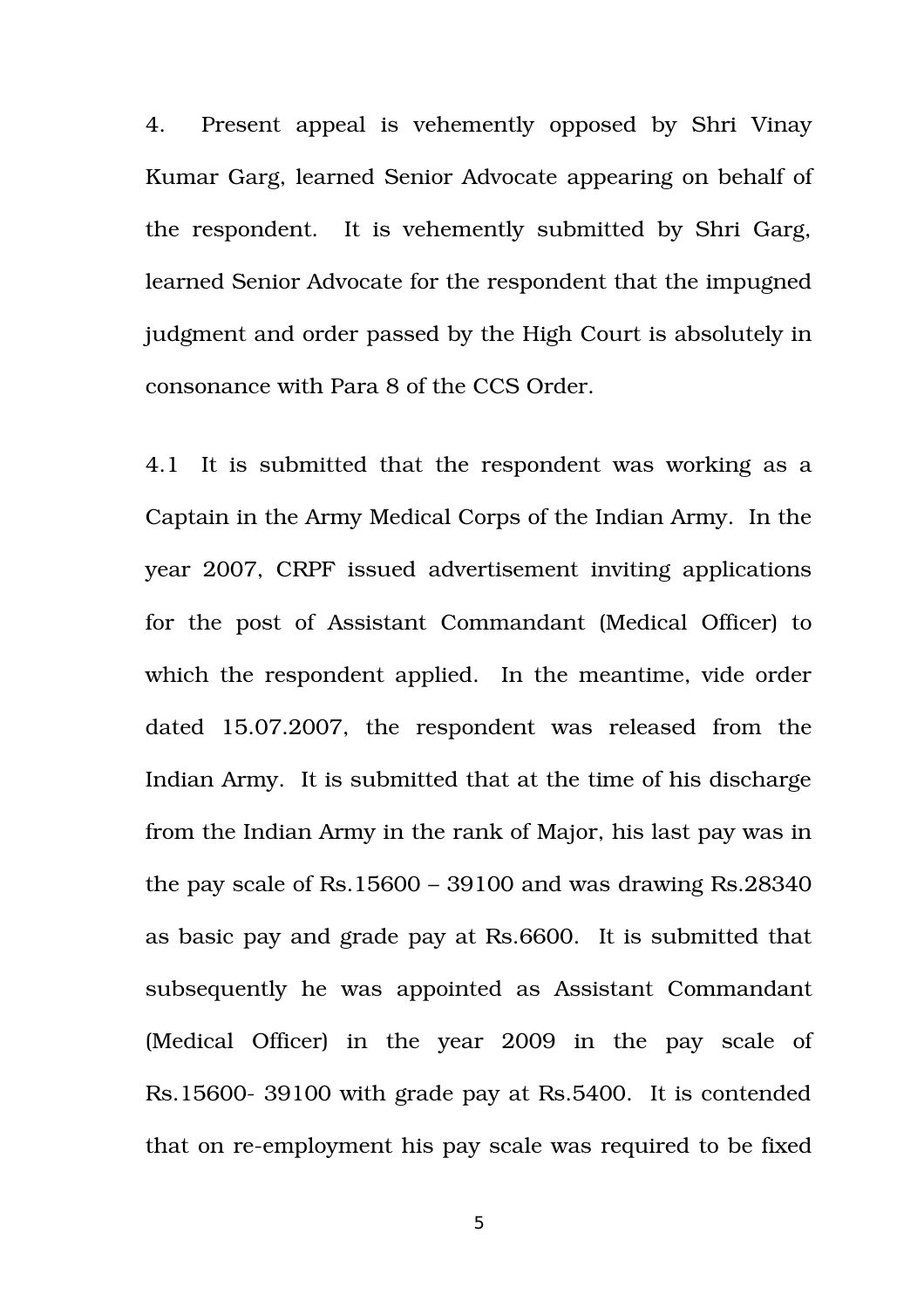4. Present appeal is vehemently opposed by Shri Vinay Kumar Garg, learned Senior Advocate appearing on behalf of the respondent. It is vehemently submitted by Shri Garg, learned Senior Advocate for the respondent that the impugned judgment and order passed by the High Court is absolutely in consonance with Para 8 of the CCS Order.

4.1 It is submitted that the respondent was working as a Captain in the Army Medical Corps of the Indian Army. In the year 2007, CRPF issued advertisement inviting applications for the post of Assistant Commandant (Medical Officer) to which the respondent applied. In the meantime, vide order dated 15.07.2007, the respondent was released from the Indian Army. It is submitted that at the time of his discharge from the Indian Army in the rank of Major, his last pay was in the pay scale of Rs.15600 – 39100 and was drawing Rs.28340 as basic pay and grade pay at Rs.6600. It is submitted that subsequently he was appointed as Assistant Commandant (Medical Officer) in the year 2009 in the pay scale of Rs.15600- 39100 with grade pay at Rs.5400. It is contended that on re-employment his pay scale was required to be fixed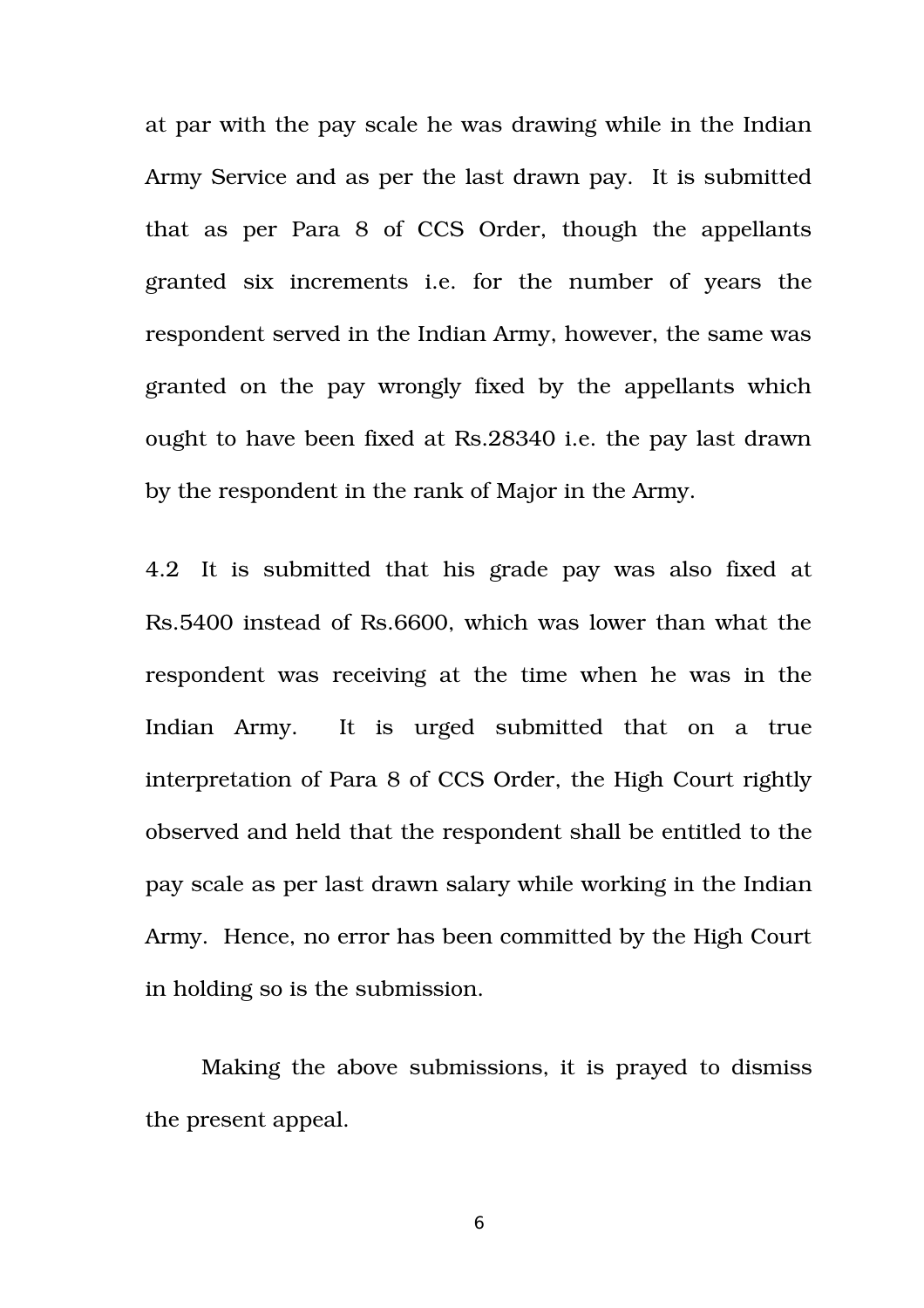at par with the pay scale he was drawing while in the Indian Army Service and as per the last drawn pay. It is submitted that as per Para 8 of CCS Order, though the appellants granted six increments i.e. for the number of years the respondent served in the Indian Army, however, the same was granted on the pay wrongly fixed by the appellants which ought to have been fixed at Rs.28340 i.e. the pay last drawn by the respondent in the rank of Major in the Army.

4.2 It is submitted that his grade pay was also fixed at Rs.5400 instead of Rs.6600, which was lower than what the respondent was receiving at the time when he was in the Indian Army. It is urged submitted that on a true interpretation of Para 8 of CCS Order, the High Court rightly observed and held that the respondent shall be entitled to the pay scale as per last drawn salary while working in the Indian Army. Hence, no error has been committed by the High Court in holding so is the submission.

Making the above submissions, it is prayed to dismiss the present appeal.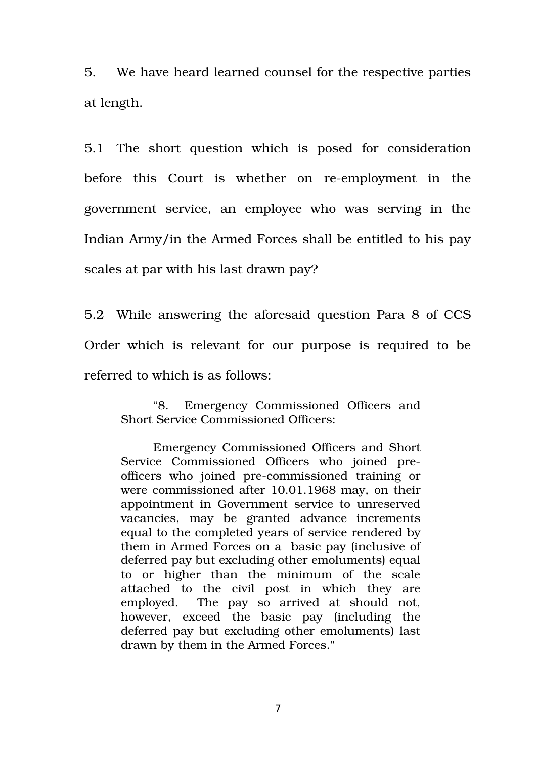5. We have heard learned counsel for the respective parties at length.

5.1 The short question which is posed for consideration before this Court is whether on re-employment in the government service, an employee who was serving in the Indian Army/in the Armed Forces shall be entitled to his pay scales at par with his last drawn pay?

5.2 While answering the aforesaid question Para 8 of CCS Order which is relevant for our purpose is required to be referred to which is as follows:

> "8. Emergency Commissioned Officers and Short Service Commissioned Officers:
>
> Emergency Commissioned Officers and Short Service Commissioned Officers who joined pre-officers who joined pre-commissioned training or were commissioned after 10.01.1968 may, on their appointment in Government service to unreserved vacancies, may be granted advance increments equal to the completed years of service rendered by them in Armed Forces on a basic pay (inclusive of deferred pay but excluding other emoluments) equal to or higher than the minimum of the scale attached to the civil post in which they are employed. The pay so arrived at should not, however, exceed the basic pay (including the deferred pay but excluding other emoluments) last drawn by them in the Armed Forces."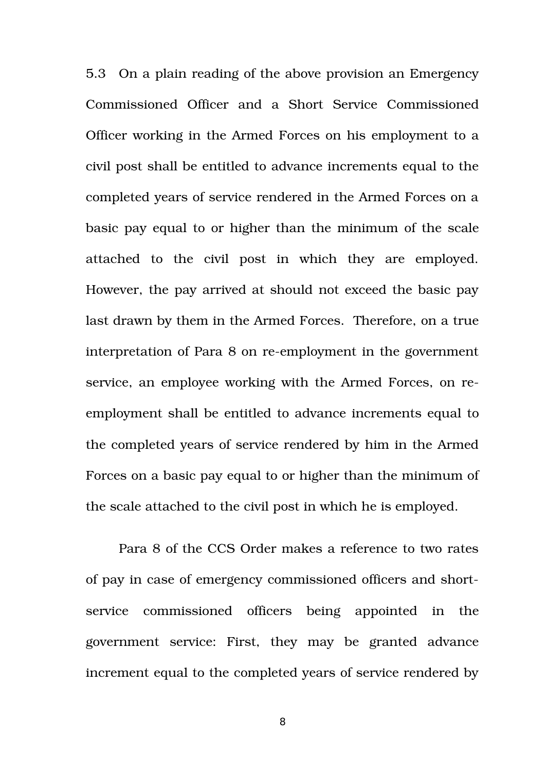5.3 On a plain reading of the above provision an Emergency Commissioned Officer and a Short Service Commissioned Officer working in the Armed Forces on his employment to a civil post shall be entitled to advance increments equal to the completed years of service rendered in the Armed Forces on a basic pay equal to or higher than the minimum of the scale attached to the civil post in which they are employed. However, the pay arrived at should not exceed the basic pay last drawn by them in the Armed Forces. Therefore, on a true interpretation of Para 8 on re-employment in the government service, an employee working with the Armed Forces, on re-employment shall be entitled to advance increments equal to the completed years of service rendered by him in the Armed Forces on a basic pay equal to or higher than the minimum of the scale attached to the civil post in which he is employed.

Para 8 of the CCS Order makes a reference to two rates of pay in case of emergency commissioned officers and short-service commissioned officers being appointed in the government service: First, they may be granted advance increment equal to the completed years of service rendered by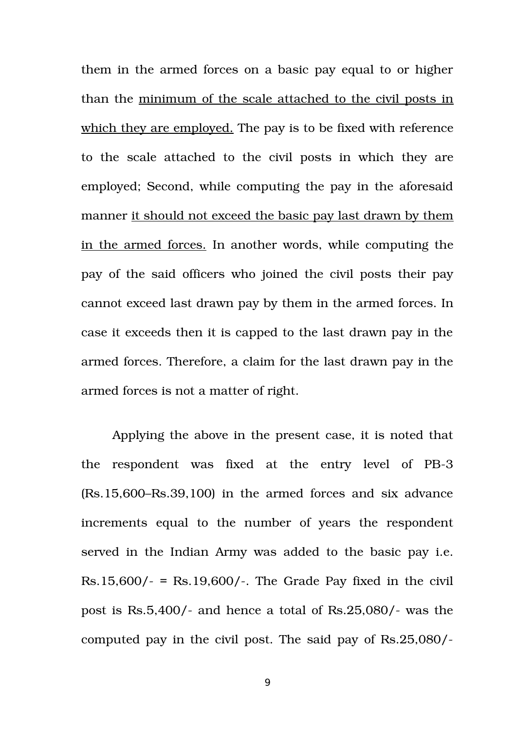them in the armed forces on a basic pay equal to or higher than the <u>minimum of the scale attached to the civil posts in which they are employed.</u> The pay is to be fixed with reference to the scale attached to the civil posts in which they are employed; Second, while computing the pay in the aforesaid manner <u>it should not exceed the basic pay last drawn by them in the armed forces.</u> In another words, while computing the pay of the said officers who joined the civil posts their pay cannot exceed last drawn pay by them in the armed forces. In case it exceeds then it is capped to the last drawn pay in the armed forces. Therefore, a claim for the last drawn pay in the armed forces is not a matter of right.

Applying the above in the present case, it is noted that the respondent was fixed at the entry level of PB-3 (Rs.15,600–Rs.39,100) in the armed forces and six advance increments equal to the number of years the respondent served in the Indian Army was added to the basic pay i.e. Rs.15,600/- = Rs.19,600/-. The Grade Pay fixed in the civil post is Rs.5,400/- and hence a total of Rs.25,080/- was the computed pay in the civil post. The said pay of Rs.25,080/-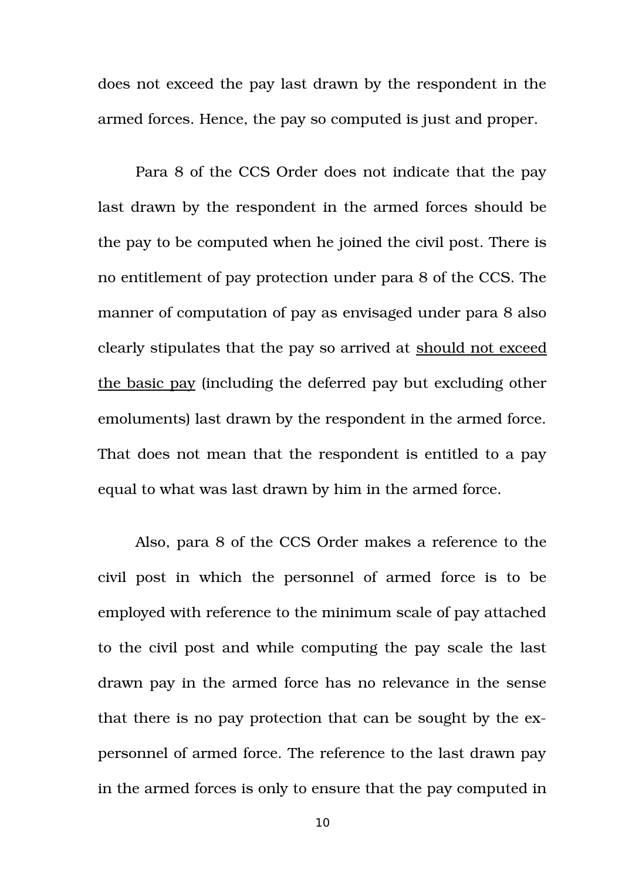does not exceed the pay last drawn by the respondent in the armed forces. Hence, the pay so computed is just and proper.

Para 8 of the CCS Order does not indicate that the pay last drawn by the respondent in the armed forces should be the pay to be computed when he joined the civil post. There is no entitlement of pay protection under para 8 of the CCS. The manner of computation of pay as envisaged under para 8 also clearly stipulates that the pay so arrived at <u>should not exceed the basic pay</u> (including the deferred pay but excluding other emoluments) last drawn by the respondent in the armed force. That does not mean that the respondent is entitled to a pay equal to what was last drawn by him in the armed force.

Also, para 8 of the CCS Order makes a reference to the civil post in which the personnel of armed force is to be employed with reference to the minimum scale of pay attached to the civil post and while computing the pay scale the last drawn pay in the armed force has no relevance in the sense that there is no pay protection that can be sought by the ex-personnel of armed force. The reference to the last drawn pay in the armed forces is only to ensure that the pay computed in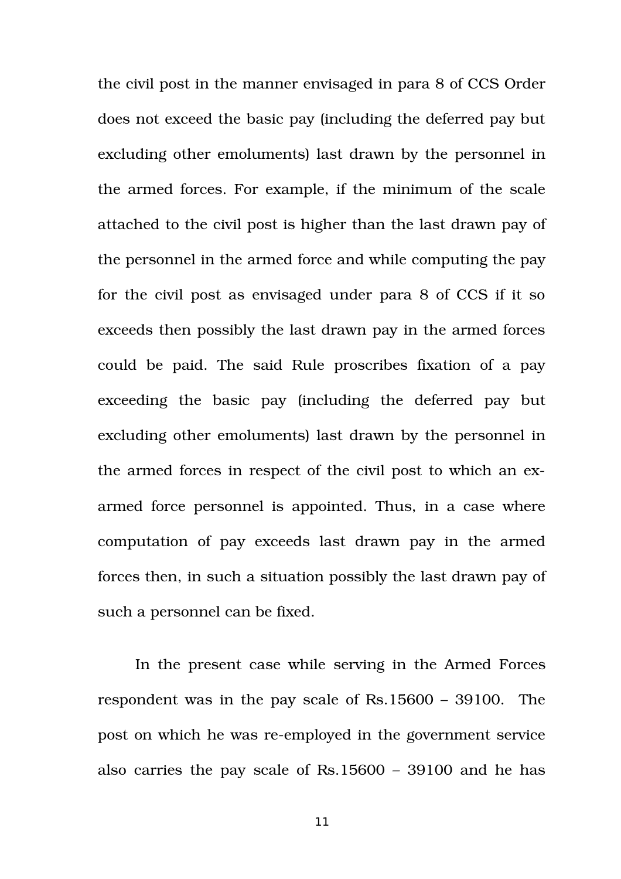the civil post in the manner envisaged in para 8 of CCS Order does not exceed the basic pay (including the deferred pay but excluding other emoluments) last drawn by the personnel in the armed forces. For example, if the minimum of the scale attached to the civil post is higher than the last drawn pay of the personnel in the armed force and while computing the pay for the civil post as envisaged under para 8 of CCS if it so exceeds then possibly the last drawn pay in the armed forces could be paid. The said Rule proscribes fixation of a pay exceeding the basic pay (including the deferred pay but excluding other emoluments) last drawn by the personnel in the armed forces in respect of the civil post to which an ex-armed force personnel is appointed. Thus, in a case where computation of pay exceeds last drawn pay in the armed forces then, in such a situation possibly the last drawn pay of such a personnel can be fixed.

In the present case while serving in the Armed Forces respondent was in the pay scale of Rs.15600 – 39100. The post on which he was re-employed in the government service also carries the pay scale of Rs.15600 – 39100 and he has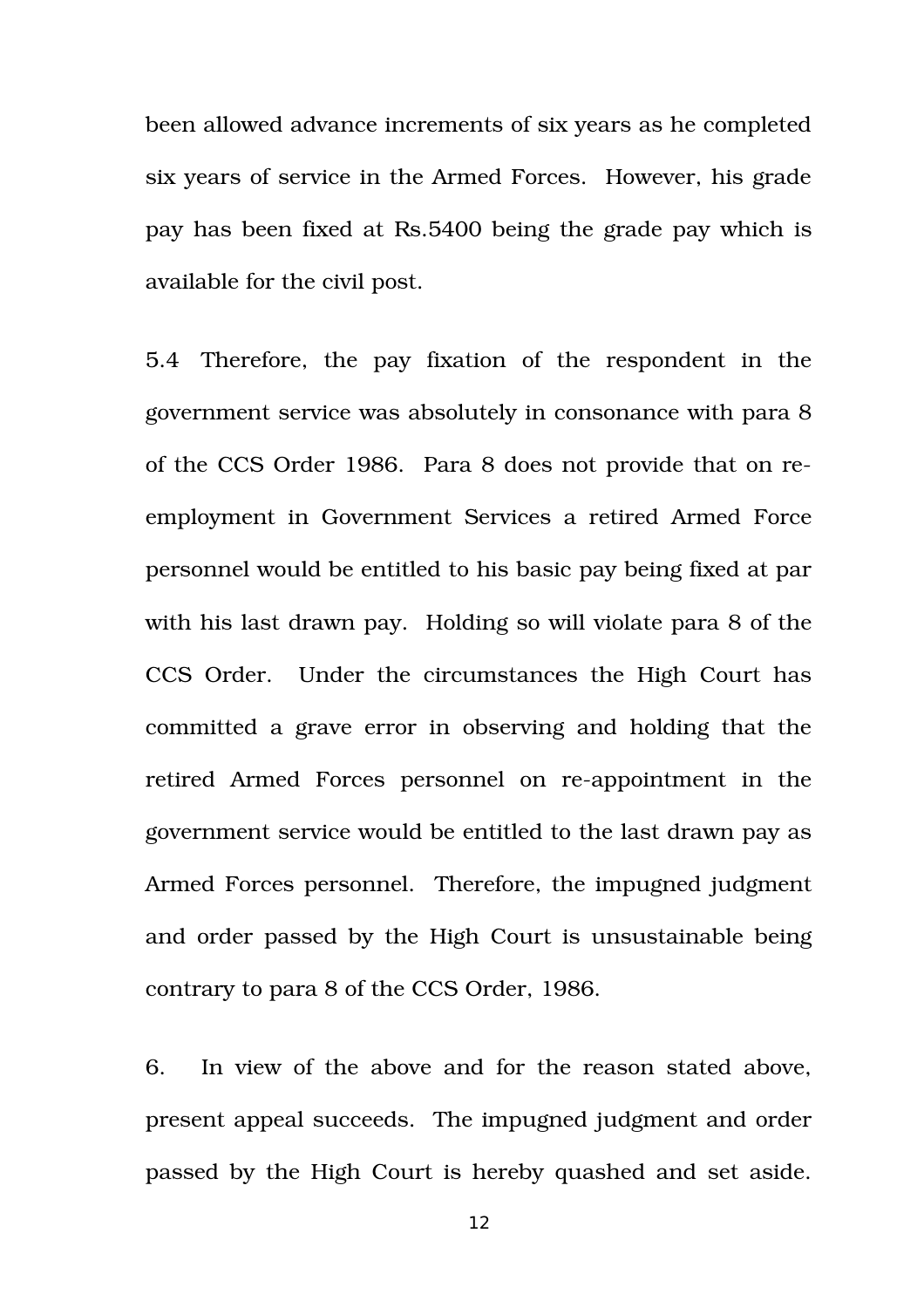been allowed advance increments of six years as he completed six years of service in the Armed Forces. However, his grade pay has been fixed at Rs.5400 being the grade pay which is available for the civil post.

5.4 Therefore, the pay fixation of the respondent in the government service was absolutely in consonance with para 8 of the CCS Order 1986. Para 8 does not provide that on re-employment in Government Services a retired Armed Force personnel would be entitled to his basic pay being fixed at par with his last drawn pay. Holding so will violate para 8 of the CCS Order. Under the circumstances the High Court has committed a grave error in observing and holding that the retired Armed Forces personnel on re-appointment in the government service would be entitled to the last drawn pay as Armed Forces personnel. Therefore, the impugned judgment and order passed by the High Court is unsustainable being contrary to para 8 of the CCS Order, 1986.

6. In view of the above and for the reason stated above, present appeal succeeds. The impugned judgment and order passed by the High Court is hereby quashed and set aside.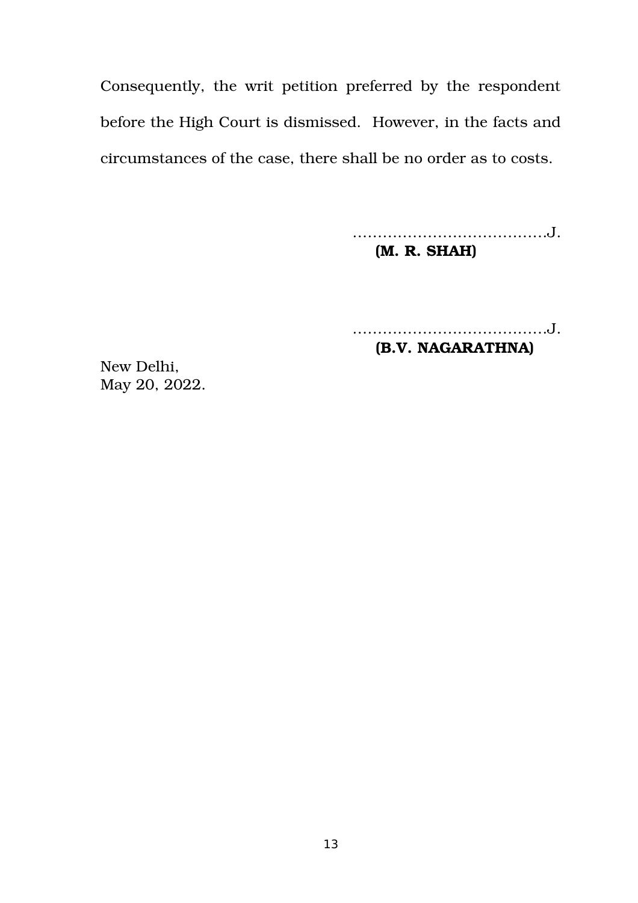Consequently, the writ petition preferred by the respondent before the High Court is dismissed. However, in the facts and circumstances of the case, there shall be no order as to costs.

………………………………….J.
**(M. R. SHAH)**

………………………………….J.
**(B.V. NAGARATHNA)**

New Delhi,
May 20, 2022.